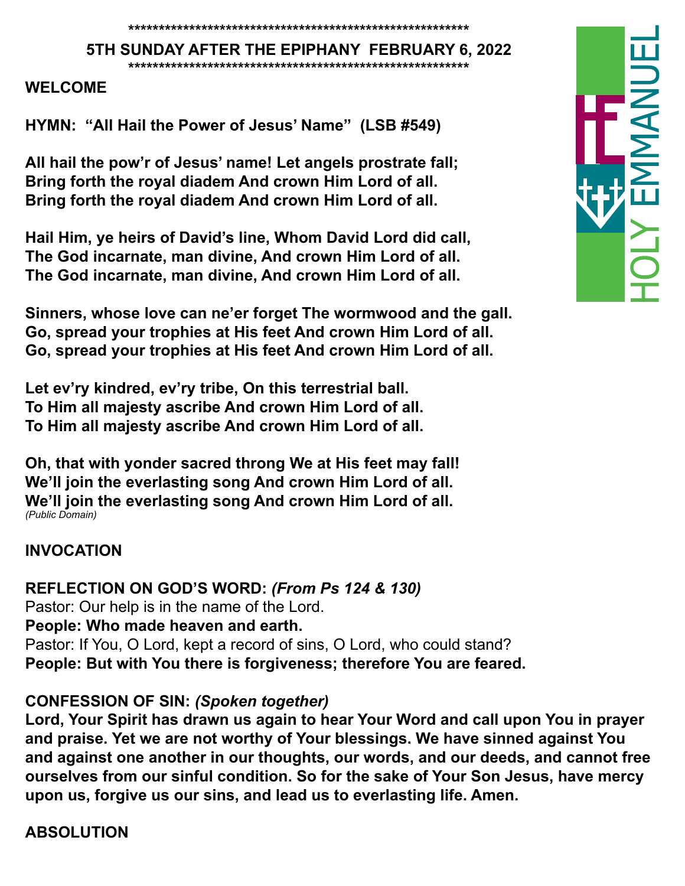\*\*\*\*\*\*\*\*\*\*\*\*\*\*\*\*\*\*\*\*\*\*\*\*\*\*\*\*\*\*\*\*\*\*\*\*\*\*\*\*\*\*\*\*\*\*\*\*\*\*\*\*\*\*\*\*\*\*

**5TH SUNDAY AFTER THE EPIPHANY FEBRUARY 6, 2022**

\*\*\*\*\*\*\*\*\*\*\*\*\*\*\*\*\*\*\*\*\*\*\*\*\*\*\*\*\*\*\*\*\*\*\*\*\*\*\*\*\*\*\*\*\*\*\*\*\*\*\*\*\*\*\*\*\*\*

HOLY EMMANUEL

**WELCOME**

**HYMN: "All Hail the Power of Jesus' Name" (LSB #549)**

**All hail the pow'r of Jesus' name! Let angels prostrate fall;**
**Bring forth the royal diadem And crown Him Lord of all.**
**Bring forth the royal diadem And crown Him Lord of all.**

**Hail Him, ye heirs of David's line, Whom David Lord did call,**
**The God incarnate, man divine, And crown Him Lord of all.**
**The God incarnate, man divine, And crown Him Lord of all.**

**Sinners, whose love can ne'er forget The wormwood and the gall.**
**Go, spread your trophies at His feet And crown Him Lord of all.**
**Go, spread your trophies at His feet And crown Him Lord of all.**

**Let ev'ry kindred, ev'ry tribe, On this terrestrial ball.**
**To Him all majesty ascribe And crown Him Lord of all.**
**To Him all majesty ascribe And crown Him Lord of all.**

**Oh, that with yonder sacred throng We at His feet may fall!**
**We'll join the everlasting song And crown Him Lord of all.**
**We'll join the everlasting song And crown Him Lord of all.**
*(Public Domain)*

**INVOCATION**

**REFLECTION ON GOD'S WORD:** ***(From Ps 124 & 130)***
Pastor: Our help is in the name of the Lord.
**People: Who made heaven and earth.**
Pastor: If You, O Lord, kept a record of sins, O Lord, who could stand?
**People: But with You there is forgiveness; therefore You are feared.**

**CONFESSION OF SIN:** ***(Spoken together)***
**Lord, Your Spirit has drawn us again to hear Your Word and call upon You in prayer and praise. Yet we are not worthy of Your blessings. We have sinned against You and against one another in our thoughts, our words, and our deeds, and cannot free ourselves from our sinful condition. So for the sake of Your Son Jesus, have mercy upon us, forgive us our sins, and lead us to everlasting life. Amen.**

**ABSOLUTION**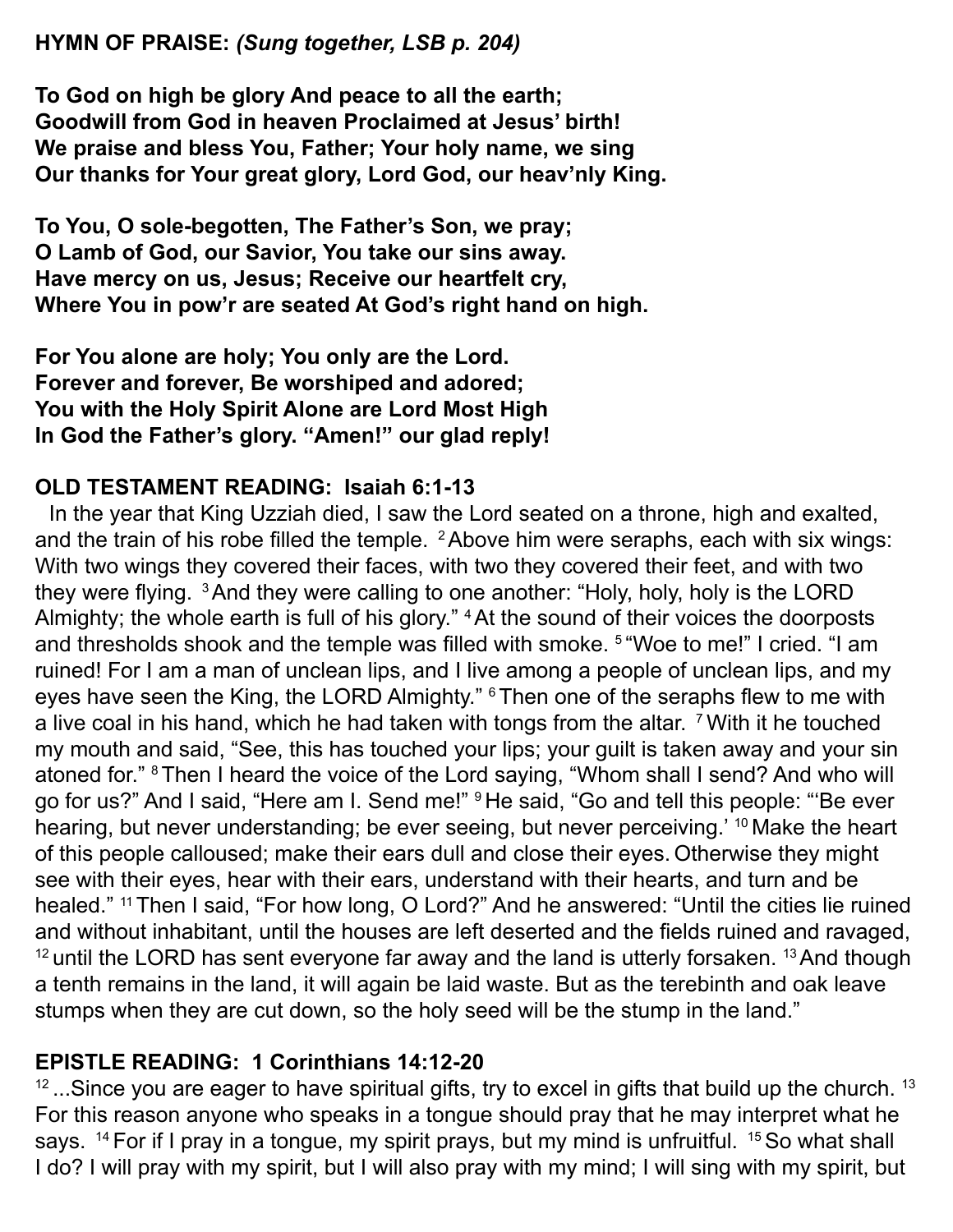**HYMN OF PRAISE:** ***(Sung together, LSB p. 204)***

**To God on high be glory And peace to all the earth;**
**Goodwill from God in heaven Proclaimed at Jesus' birth!**
**We praise and bless You, Father; Your holy name, we sing**
**Our thanks for Your great glory, Lord God, our heav'nly King.**

**To You, O sole-begotten, The Father's Son, we pray;**
**O Lamb of God, our Savior, You take our sins away.**
**Have mercy on us, Jesus; Receive our heartfelt cry,**
**Where You in pow'r are seated At God's right hand on high.**

**For You alone are holy; You only are the Lord.**
**Forever and forever, Be worshiped and adored;**
**You with the Holy Spirit Alone are Lord Most High**
**In God the Father's glory. "Amen!" our glad reply!**

**OLD TESTAMENT READING: Isaiah 6:1-13**

In the year that King Uzziah died, I saw the Lord seated on a throne, high and exalted, and the train of his robe filled the temple. [2] Above him were seraphs, each with six wings: With two wings they covered their faces, with two they covered their feet, and with two they were flying. [3] And they were calling to one another: "Holy, holy, holy is the LORD Almighty; the whole earth is full of his glory." [4] At the sound of their voices the doorposts and thresholds shook and the temple was filled with smoke. [5] "Woe to me!" I cried. "I am ruined! For I am a man of unclean lips, and I live among a people of unclean lips, and my eyes have seen the King, the LORD Almighty." [6] Then one of the seraphs flew to me with a live coal in his hand, which he had taken with tongs from the altar. [7] With it he touched my mouth and said, "See, this has touched your lips; your guilt is taken away and your sin atoned for." [8] Then I heard the voice of the Lord saying, "Whom shall I send? And who will go for us?" And I said, "Here am I. Send me!" [9] He said, "Go and tell this people: "'Be ever hearing, but never understanding; be ever seeing, but never perceiving.' [10] Make the heart of this people calloused; make their ears dull and close their eyes. Otherwise they might see with their eyes, hear with their ears, understand with their hearts, and turn and be healed." [11] Then I said, "For how long, O Lord?" And he answered: "Until the cities lie ruined and without inhabitant, until the houses are left deserted and the fields ruined and ravaged, [12] until the LORD has sent everyone far away and the land is utterly forsaken. [13] And though a tenth remains in the land, it will again be laid waste. But as the terebinth and oak leave stumps when they are cut down, so the holy seed will be the stump in the land."

**EPISTLE READING: 1 Corinthians 14:12-20**

[12] ...Since you are eager to have spiritual gifts, try to excel in gifts that build up the church. [13] For this reason anyone who speaks in a tongue should pray that he may interpret what he says. [14] For if I pray in a tongue, my spirit prays, but my mind is unfruitful. [15] So what shall I do? I will pray with my spirit, but I will also pray with my mind; I will sing with my spirit, but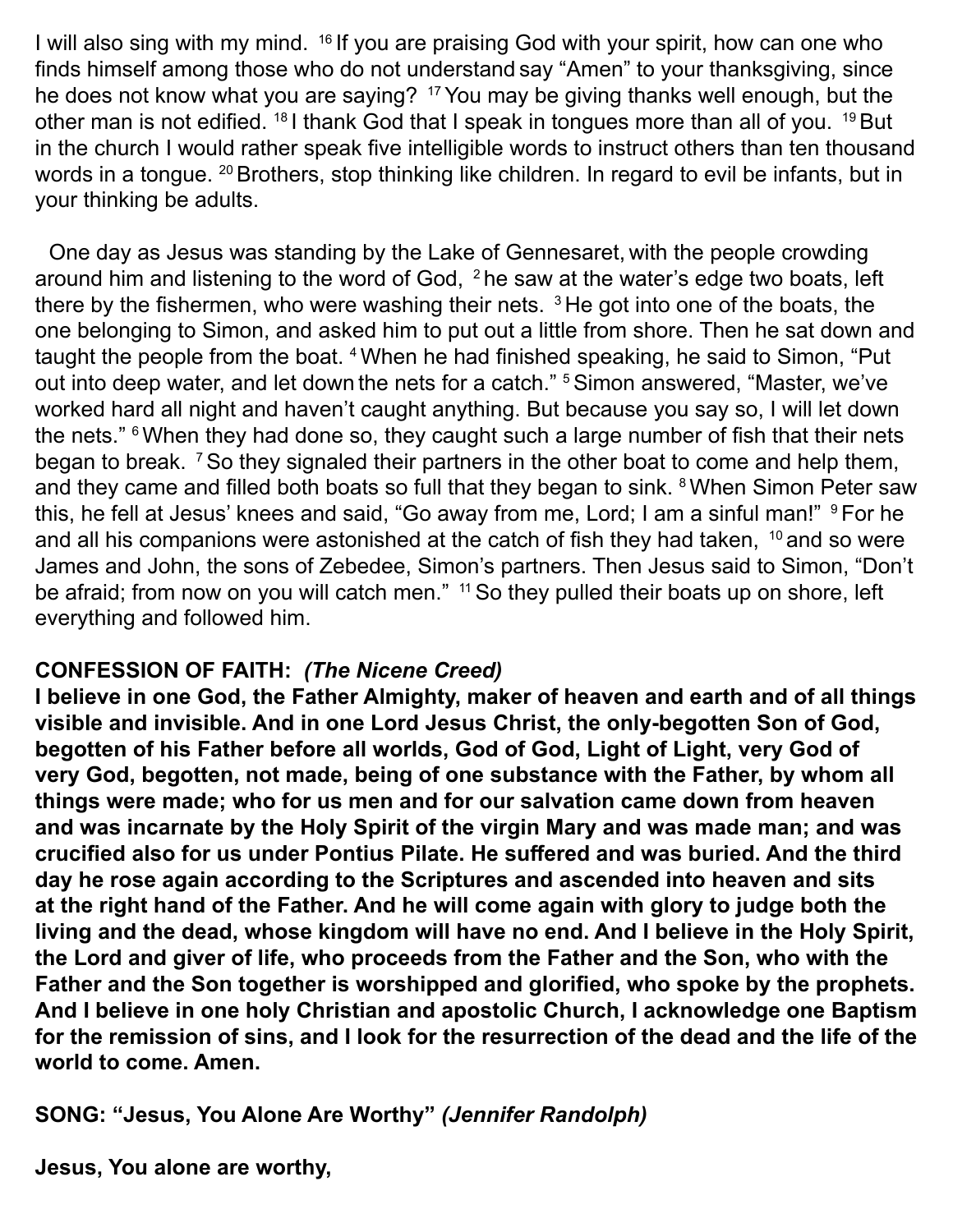I will also sing with my mind. [16] If you are praising God with your spirit, how can one who finds himself among those who do not understand say "Amen" to your thanksgiving, since he does not know what you are saying? [17] You may be giving thanks well enough, but the other man is not edified. [18] I thank God that I speak in tongues more than all of you. [19] But in the church I would rather speak five intelligible words to instruct others than ten thousand words in a tongue. [20] Brothers, stop thinking like children. In regard to evil be infants, but in your thinking be adults.

One day as Jesus was standing by the Lake of Gennesaret, with the people crowding around him and listening to the word of God, [2] he saw at the water's edge two boats, left there by the fishermen, who were washing their nets. [3] He got into one of the boats, the one belonging to Simon, and asked him to put out a little from shore. Then he sat down and taught the people from the boat. [4] When he had finished speaking, he said to Simon, "Put out into deep water, and let down the nets for a catch." [5] Simon answered, "Master, we've worked hard all night and haven't caught anything. But because you say so, I will let down the nets." [6] When they had done so, they caught such a large number of fish that their nets began to break. [7] So they signaled their partners in the other boat to come and help them, and they came and filled both boats so full that they began to sink. [8] When Simon Peter saw this, he fell at Jesus' knees and said, "Go away from me, Lord; I am a sinful man!" [9] For he and all his companions were astonished at the catch of fish they had taken, [10] and so were James and John, the sons of Zebedee, Simon's partners. Then Jesus said to Simon, "Don't be afraid; from now on you will catch men." [11] So they pulled their boats up on shore, left everything and followed him.

**CONFESSION OF FAITH:** ***(The Nicene Creed)***

**I believe in one God, the Father Almighty, maker of heaven and earth and of all things visible and invisible. And in one Lord Jesus Christ, the only-begotten Son of God, begotten of his Father before all worlds, God of God, Light of Light, very God of very God, begotten, not made, being of one substance with the Father, by whom all things were made; who for us men and for our salvation came down from heaven and was incarnate by the Holy Spirit of the virgin Mary and was made man; and was crucified also for us under Pontius Pilate. He suffered and was buried. And the third day he rose again according to the Scriptures and ascended into heaven and sits at the right hand of the Father. And he will come again with glory to judge both the living and the dead, whose kingdom will have no end. And I believe in the Holy Spirit, the Lord and giver of life, who proceeds from the Father and the Son, who with the Father and the Son together is worshipped and glorified, who spoke by the prophets. And I believe in one holy Christian and apostolic Church, I acknowledge one Baptism for the remission of sins, and I look for the resurrection of the dead and the life of the world to come. Amen.**

**SONG: "Jesus, You Alone Are Worthy"** ***(Jennifer Randolph)***

**Jesus, You alone are worthy,**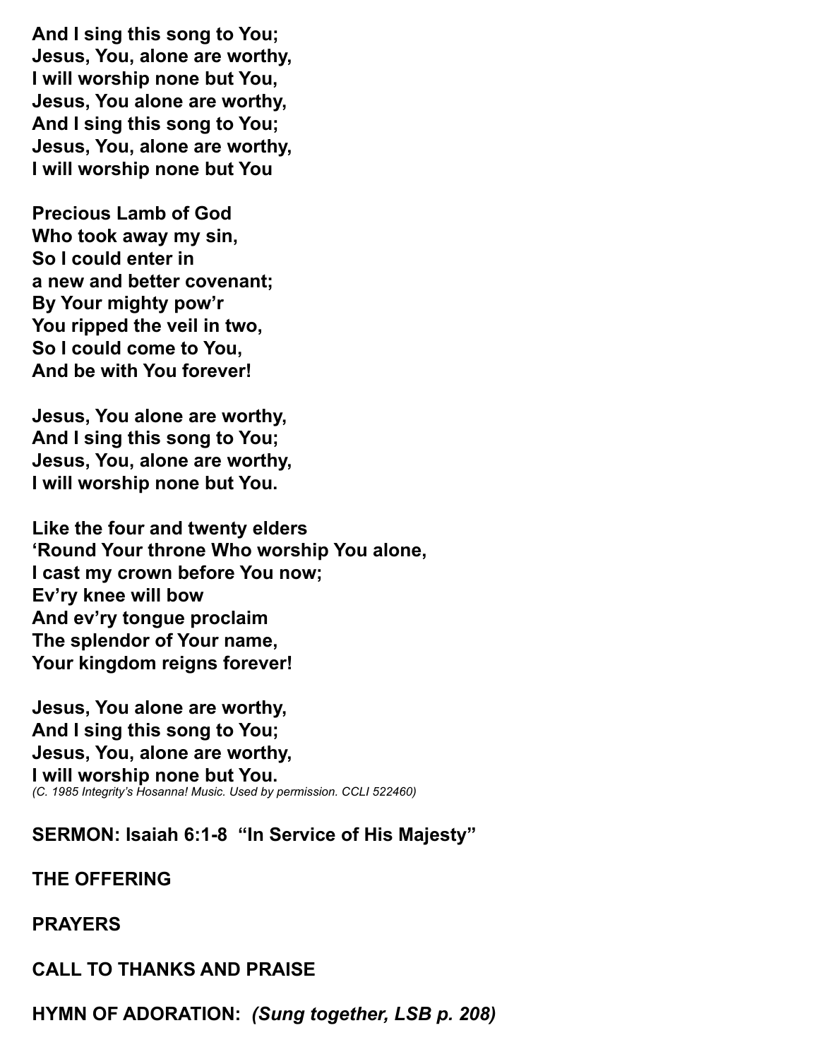**And I sing this song to You;**
**Jesus, You, alone are worthy,**
**I will worship none but You,**
**Jesus, You alone are worthy,**
**And I sing this song to You;**
**Jesus, You, alone are worthy,**
**I will worship none but You**

**Precious Lamb of God**
**Who took away my sin,**
**So I could enter in**
**a new and better covenant;**
**By Your mighty pow'r**
**You ripped the veil in two,**
**So I could come to You,**
**And be with You forever!**

**Jesus, You alone are worthy,**
**And I sing this song to You;**
**Jesus, You, alone are worthy,**
**I will worship none but You.**

**Like the four and twenty elders**
**'Round Your throne Who worship You alone,**
**I cast my crown before You now;**
**Ev'ry knee will bow**
**And ev'ry tongue proclaim**
**The splendor of Your name,**
**Your kingdom reigns forever!**

**Jesus, You alone are worthy,**
**And I sing this song to You;**
**Jesus, You, alone are worthy,**
**I will worship none but You.**
*(C. 1985 Integrity's Hosanna! Music. Used by permission. CCLI 522460)*

**SERMON: Isaiah 6:1-8 "In Service of His Majesty"**

**THE OFFERING**

**PRAYERS**

**CALL TO THANKS AND PRAISE**

**HYMN OF ADORATION:** ***(Sung together, LSB p. 208)***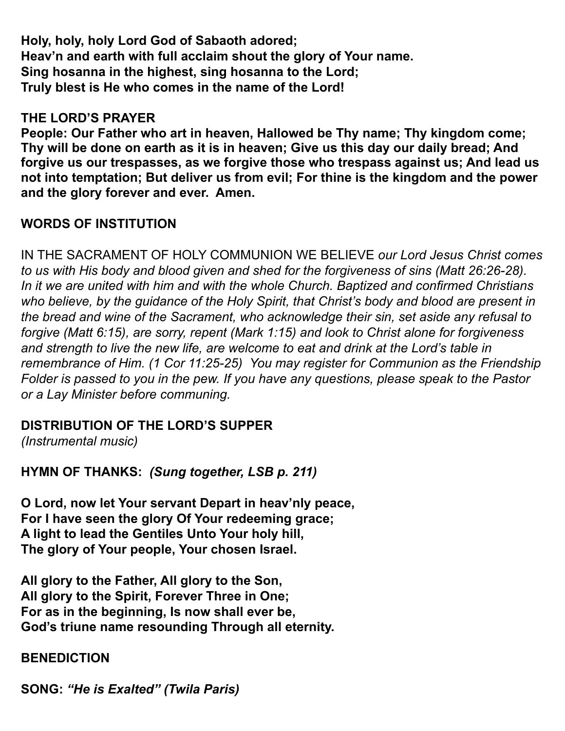**Holy, holy, holy Lord God of Sabaoth adored;**
**Heav'n and earth with full acclaim shout the glory of Your name.**
**Sing hosanna in the highest, sing hosanna to the Lord;**
**Truly blest is He who comes in the name of the Lord!**

**THE LORD'S PRAYER**

**People: Our Father who art in heaven, Hallowed be Thy name; Thy kingdom come; Thy will be done on earth as it is in heaven; Give us this day our daily bread; And forgive us our trespasses, as we forgive those who trespass against us; And lead us not into temptation; But deliver us from evil; For thine is the kingdom and the power and the glory forever and ever. Amen.**

**WORDS OF INSTITUTION**

IN THE SACRAMENT OF HOLY COMMUNION WE BELIEVE *our Lord Jesus Christ comes to us with His body and blood given and shed for the forgiveness of sins (Matt 26:26-28). In it we are united with him and with the whole Church. Baptized and confirmed Christians who believe, by the guidance of the Holy Spirit, that Christ's body and blood are present in the bread and wine of the Sacrament, who acknowledge their sin, set aside any refusal to forgive (Matt 6:15), are sorry, repent (Mark 1:15) and look to Christ alone for forgiveness and strength to live the new life, are welcome to eat and drink at the Lord's table in remembrance of Him. (1 Cor 11:25-25) You may register for Communion as the Friendship Folder is passed to you in the pew. If you have any questions, please speak to the Pastor or a Lay Minister before communing.*

**DISTRIBUTION OF THE LORD'S SUPPER**
*(Instrumental music)*

**HYMN OF THANKS:** ***(Sung together, LSB p. 211)***

**O Lord, now let Your servant Depart in heav'nly peace,**
**For I have seen the glory Of Your redeeming grace;**
**A light to lead the Gentiles Unto Your holy hill,**
**The glory of Your people, Your chosen Israel.**

**All glory to the Father, All glory to the Son,**
**All glory to the Spirit, Forever Three in One;**
**For as in the beginning, Is now shall ever be,**
**God's triune name resounding Through all eternity.**

**BENEDICTION**

**SONG:** ***"He is Exalted" (Twila Paris)***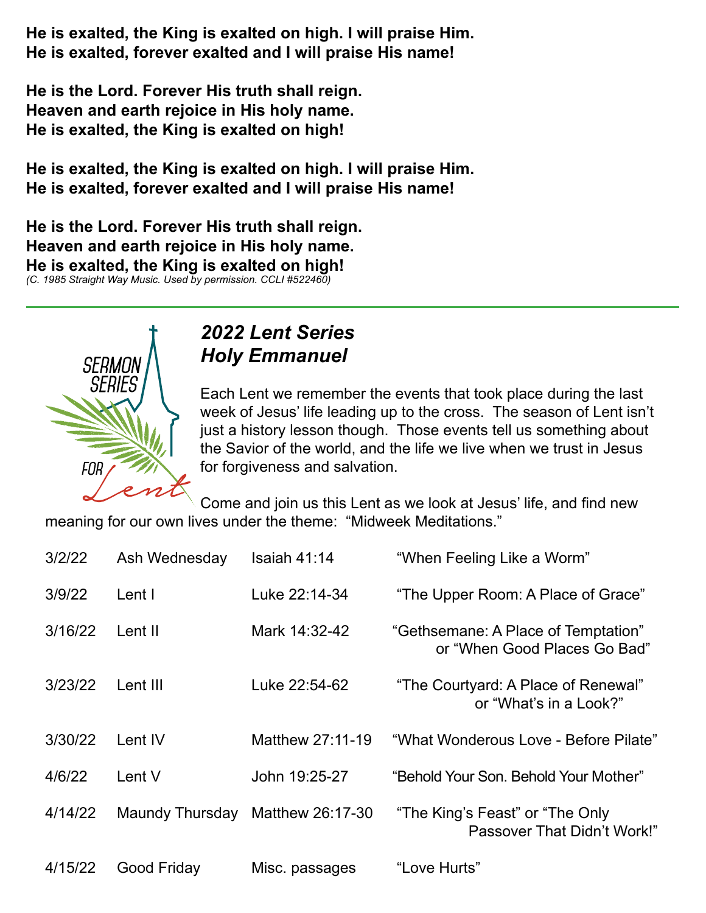**He is exalted, the King is exalted on high. I will praise Him.**
**He is exalted, forever exalted and I will praise His name!**

**He is the Lord. Forever His truth shall reign.**
**Heaven and earth rejoice in His holy name.**
**He is exalted, the King is exalted on high!**

**He is exalted, the King is exalted on high. I will praise Him.**
**He is exalted, forever exalted and I will praise His name!**

**He is the Lord. Forever His truth shall reign.**
**Heaven and earth rejoice in His holy name.**
**He is exalted, the King is exalted on high!**

*(C. 1985 Straight Way Music. Used by permission. CCLI #522460)*

---

SERMON SERIES FOR Lent

## *2022 Lent Series*
## *Holy Emmanuel*

Each Lent we remember the events that took place during the last week of Jesus' life leading up to the cross. The season of Lent isn't just a history lesson though. Those events tell us something about the Savior of the world, and the life we live when we trust in Jesus for forgiveness and salvation.

Come and join us this Lent as we look at Jesus' life, and find new meaning for our own lives under the theme: "Midweek Meditations."

| | | | |
|---|---|---|---|
| 3/2/22 | Ash Wednesday | Isaiah 41:14 | "When Feeling Like a Worm" |
| 3/9/22 | Lent I | Luke 22:14-34 | "The Upper Room: A Place of Grace" |
| 3/16/22 | Lent II | Mark 14:32-42 | "Gethsemane: A Place of Temptation" or "When Good Places Go Bad" |
| 3/23/22 | Lent III | Luke 22:54-62 | "The Courtyard: A Place of Renewal" or "What's in a Look?" |
| 3/30/22 | Lent IV | Matthew 27:11-19 | "What Wonderous Love - Before Pilate" |
| 4/6/22 | Lent V | John 19:25-27 | "Behold Your Son. Behold Your Mother" |
| 4/14/22 | Maundy Thursday | Matthew 26:17-30 | "The King's Feast" or "The Only Passover That Didn't Work!" |
| 4/15/22 | Good Friday | Misc. passages | "Love Hurts" |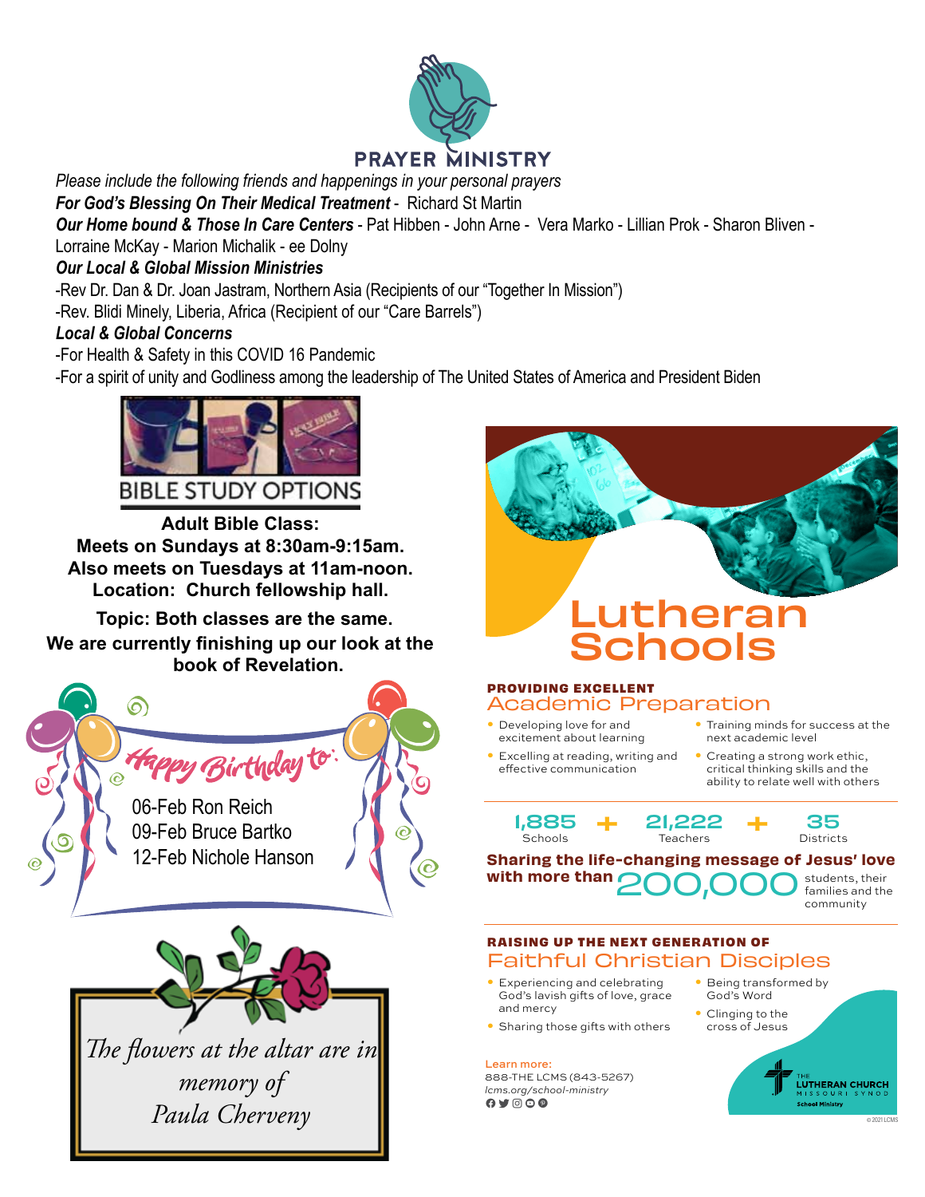# PRAYER MINISTRY

*Please include the following friends and happenings in your personal prayers*

***For God's Blessing On Their Medical Treatment*** - Richard St Martin

***Our Home bound & Those In Care Centers*** - Pat Hibben - John Arne - Vera Marko - Lillian Prok - Sharon Bliven - Lorraine McKay - Marion Michalik - ee Dolny

***Our Local & Global Mission Ministries***

-Rev Dr. Dan & Dr. Joan Jastram, Northern Asia (Recipients of our "Together In Mission")

-Rev. Blidi Minely, Liberia, Africa (Recipient of our "Care Barrels")

***Local & Global Concerns***

-For Health & Safety in this COVID 16 Pandemic

-For a spirit of unity and Godliness among the leadership of The United States of America and President Biden

## BIBLE STUDY OPTIONS

**Adult Bible Class:**
**Meets on Sundays at 8:30am-9:15am.**
**Also meets on Tuesdays at 11am-noon.**
**Location: Church fellowship hall.**

**Topic: Both classes are the same.**
**We are currently finishing up our look at the book of Revelation.**

## Happy Birthday to:

06-Feb Ron Reich
09-Feb Bruce Bartko
12-Feb Nichole Hanson

*The flowers at the altar are in memory of Paula Cherveny*

# Lutheran Schools

**PROVIDING EXCELLENT**
## Academic Preparation

- Developing love for and excitement about learning
- Excelling at reading, writing and effective communication
- Training minds for success at the next academic level
- Creating a strong work ethic, critical thinking skills and the ability to relate well with others

**1,885** Schools + **21,222** Teachers + **35** Districts

**Sharing the life-changing message of Jesus' love with more than 200,000** students, their families and the community

**RAISING UP THE NEXT GENERATION OF**
## Faithful Christian Disciples

- Experiencing and celebrating God's lavish gifts of love, grace and mercy
- Sharing those gifts with others
- Being transformed by God's Word
- Clinging to the cross of Jesus

**Learn more:**
888-THE LCMS (843-5267)
*lcms.org/school-ministry*

THE LUTHERAN CHURCH MISSOURI SYNOD
School Ministry

© 2021 LCMS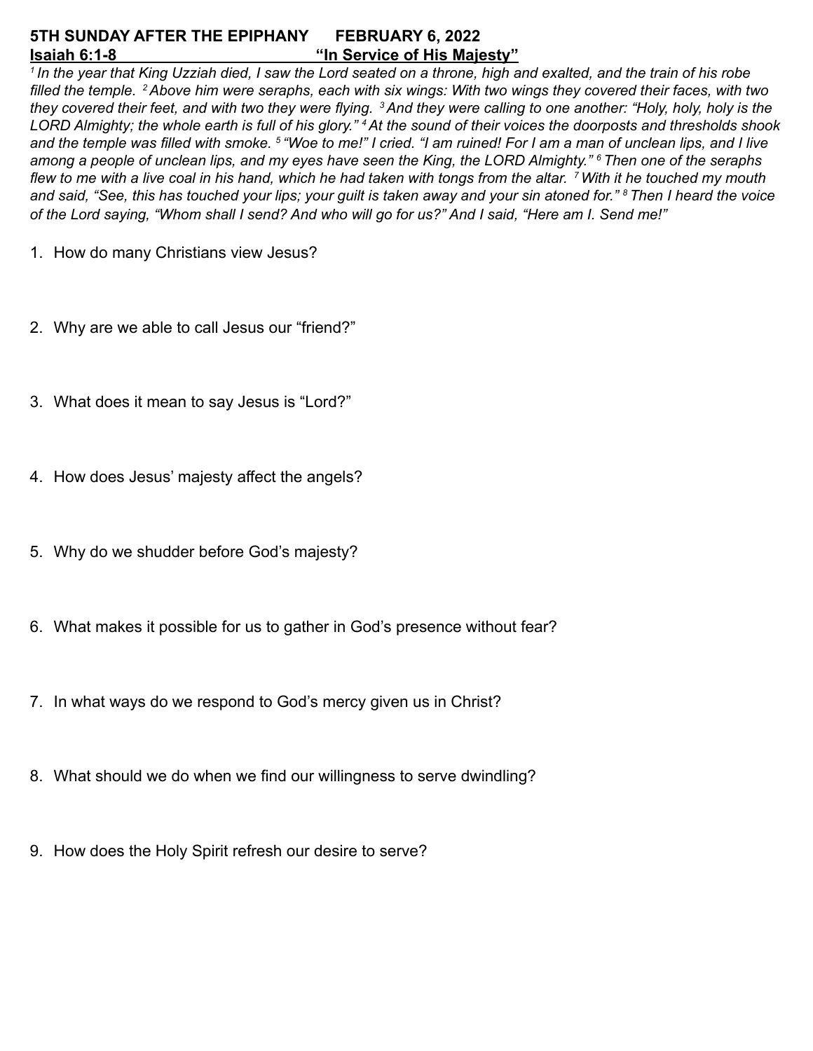**5TH SUNDAY AFTER THE EPIPHANY FEBRUARY 6, 2022**

**Isaiah 6:1-8 "In Service of His Majesty"**

*[1] In the year that King Uzziah died, I saw the Lord seated on a throne, high and exalted, and the train of his robe filled the temple. [2] Above him were seraphs, each with six wings: With two wings they covered their faces, with two they covered their feet, and with two they were flying. [3] And they were calling to one another: "Holy, holy, holy is the LORD Almighty; the whole earth is full of his glory." [4] At the sound of their voices the doorposts and thresholds shook and the temple was filled with smoke. [5] "Woe to me!" I cried. "I am ruined! For I am a man of unclean lips, and I live among a people of unclean lips, and my eyes have seen the King, the LORD Almighty." [6] Then one of the seraphs flew to me with a live coal in his hand, which he had taken with tongs from the altar. [7] With it he touched my mouth and said, "See, this has touched your lips; your guilt is taken away and your sin atoned for." [8] Then I heard the voice of the Lord saying, "Whom shall I send? And who will go for us?" And I said, "Here am I. Send me!"*

1. How do many Christians view Jesus?
2. Why are we able to call Jesus our "friend?"
3. What does it mean to say Jesus is "Lord?"
4. How does Jesus' majesty affect the angels?
5. Why do we shudder before God's majesty?
6. What makes it possible for us to gather in God's presence without fear?
7. In what ways do we respond to God's mercy given us in Christ?
8. What should we do when we find our willingness to serve dwindling?
9. How does the Holy Spirit refresh our desire to serve?